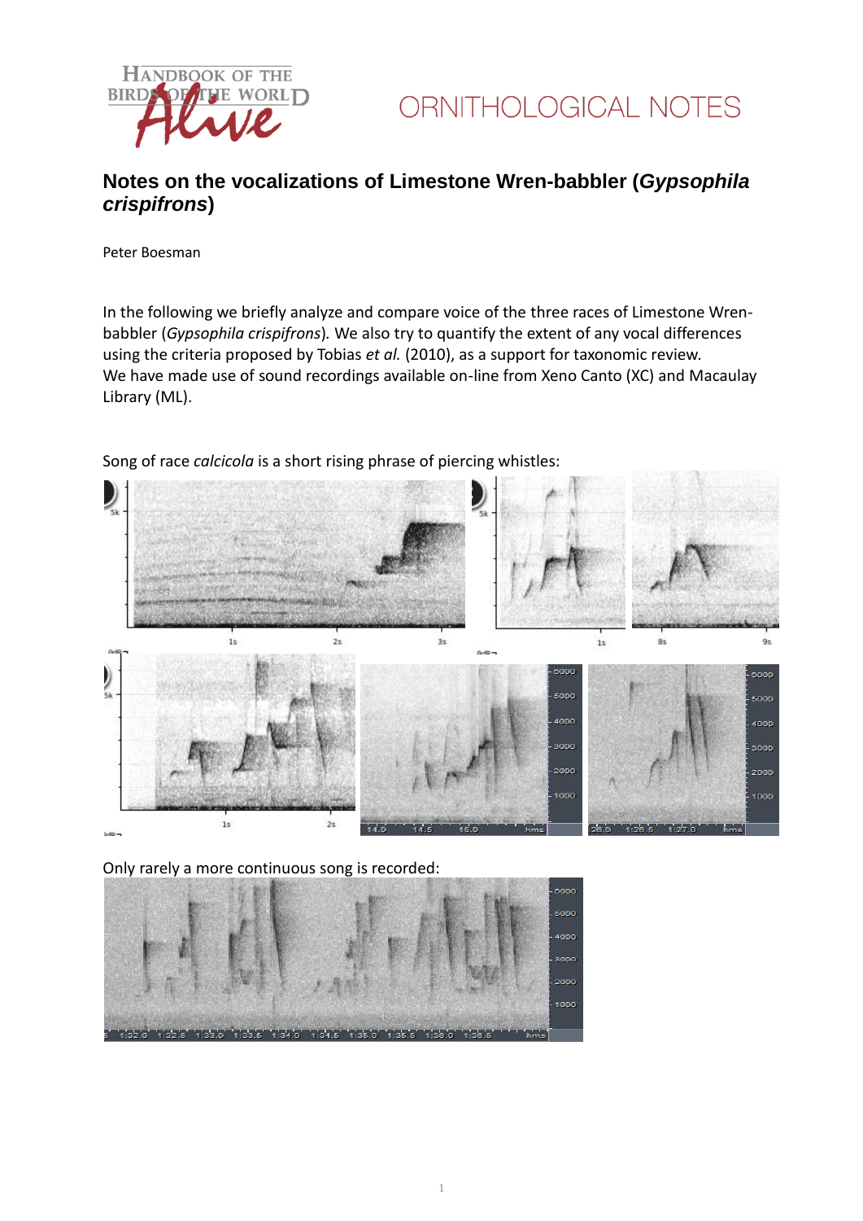ORNITHOLOGICAL NOTES

# Notes on the vocalizations of Limestone Wren-babbler (*Gypsophila crispifrons*)

Peter Boesman

In the following we briefly analyze and compare voice of the three races of Limestone Wren-babbler (*Gypsophila crispifrons*). We also try to quantify the extent of any vocal differences using the criteria proposed by Tobias *et al.* (2010), as a support for taxonomic review.
We have made use of sound recordings available on-line from Xeno Canto (XC) and Macaulay Library (ML).

Song of race *calcicola* is a short rising phrase of piercing whistles:

Only rarely a more continuous song is recorded: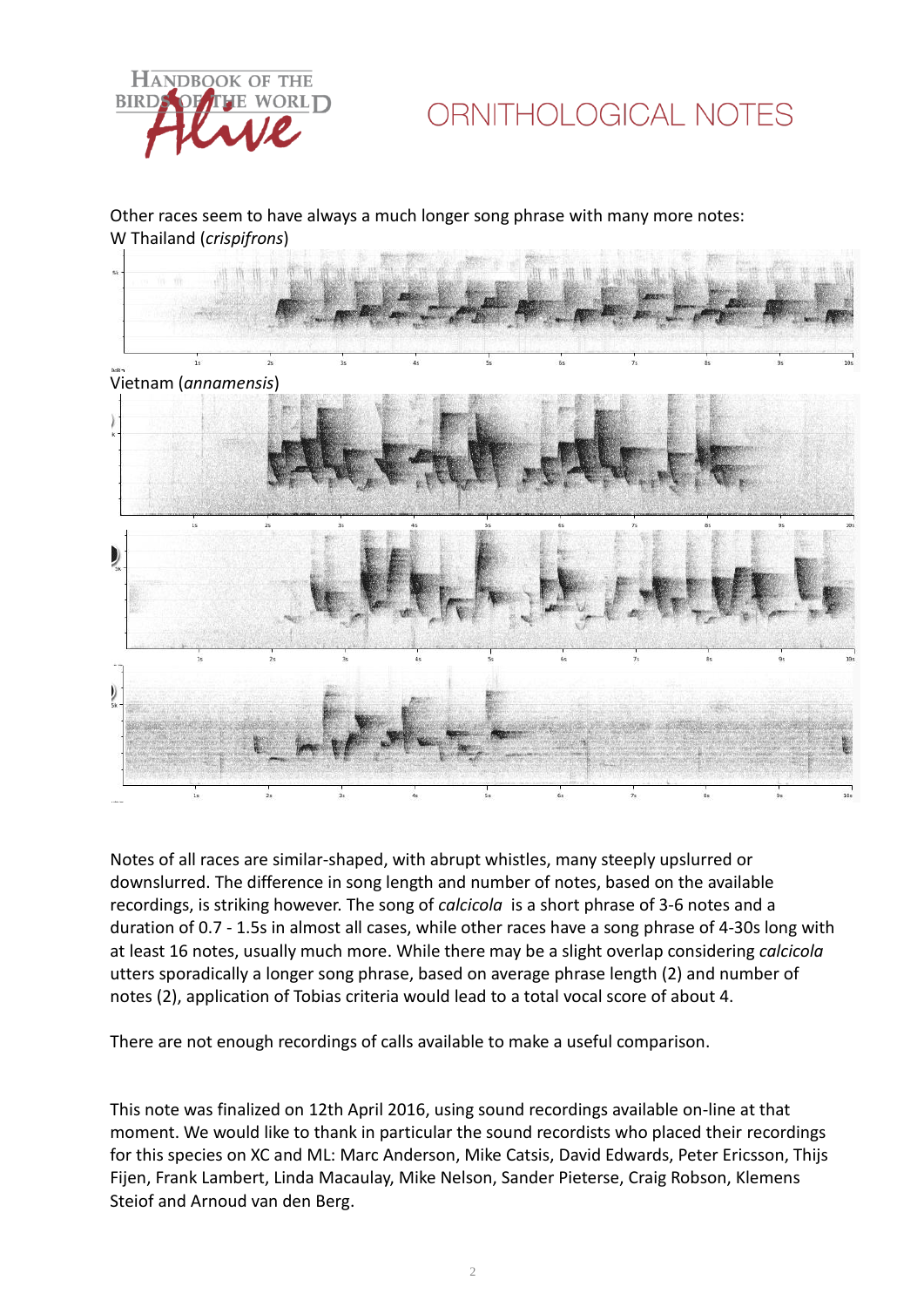Other races seem to have always a much longer song phrase with many more notes:
W Thailand (*crispifrons*)

Vietnam (*annamensis*)

Notes of all races are similar-shaped, with abrupt whistles, many steeply upslurred or downslurred. The difference in song length and number of notes, based on the available recordings, is striking however. The song of *calcicola* is a short phrase of 3-6 notes and a duration of 0.7 - 1.5s in almost all cases, while other races have a song phrase of 4-30s long with at least 16 notes, usually much more. While there may be a slight overlap considering *calcicola* utters sporadically a longer song phrase, based on average phrase length (2) and number of notes (2), application of Tobias criteria would lead to a total vocal score of about 4.

There are not enough recordings of calls available to make a useful comparison.

This note was finalized on 12th April 2016, using sound recordings available on-line at that moment. We would like to thank in particular the sound recordists who placed their recordings for this species on XC and ML: Marc Anderson, Mike Catsis, David Edwards, Peter Ericsson, Thijs Fijen, Frank Lambert, Linda Macaulay, Mike Nelson, Sander Pieterse, Craig Robson, Klemens Steiof and Arnoud van den Berg.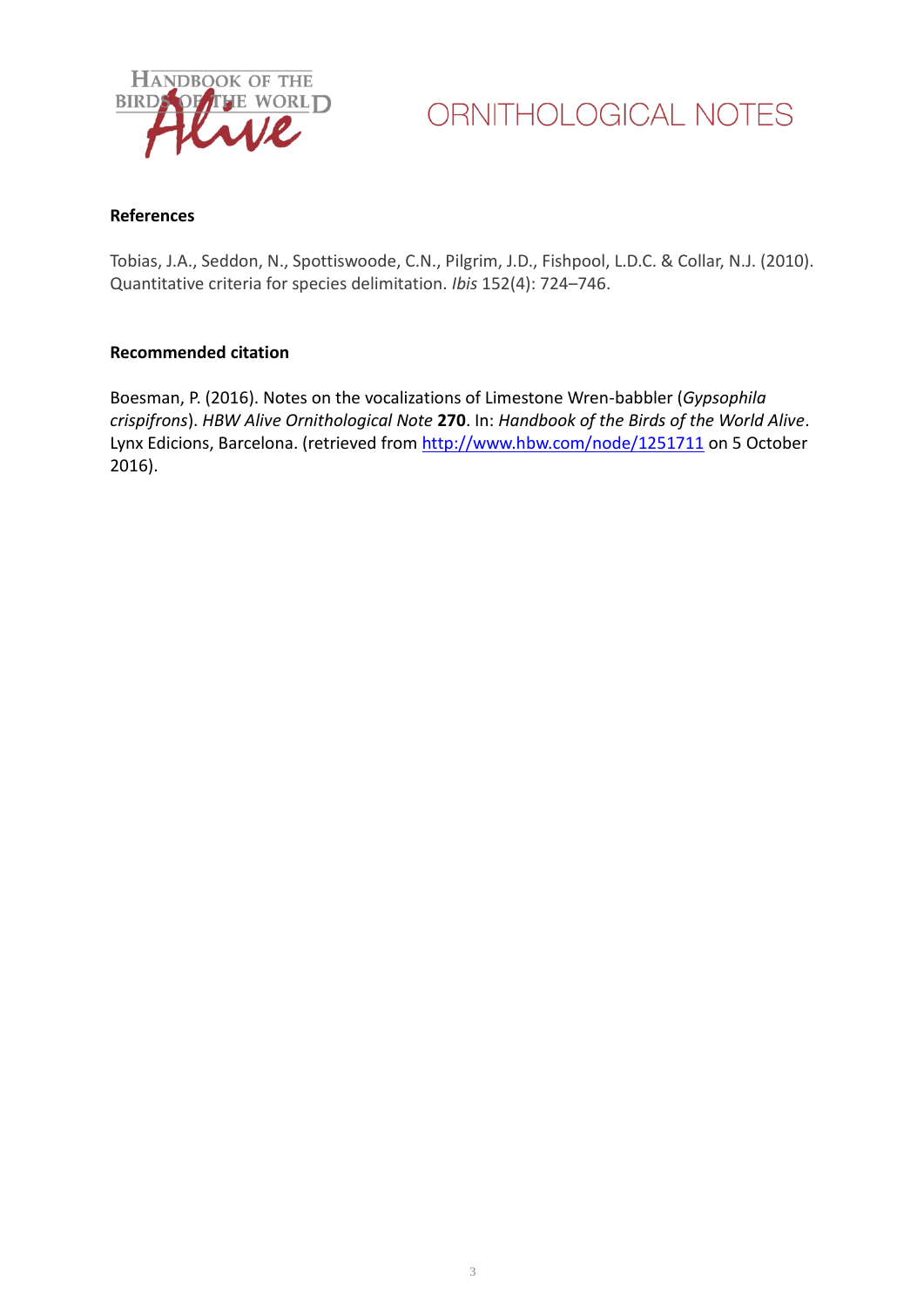## References

Tobias, J.A., Seddon, N., Spottiswoode, C.N., Pilgrim, J.D., Fishpool, L.D.C. & Collar, N.J. (2010). Quantitative criteria for species delimitation. *Ibis* 152(4): 724–746.

## Recommended citation

Boesman, P. (2016). Notes on the vocalizations of Limestone Wren-babbler (*Gypsophila crispifrons*). *HBW Alive Ornithological Note* **270**. In: *Handbook of the Birds of the World Alive*. Lynx Edicions, Barcelona. (retrieved from http://www.hbw.com/node/1251711 on 5 October 2016).